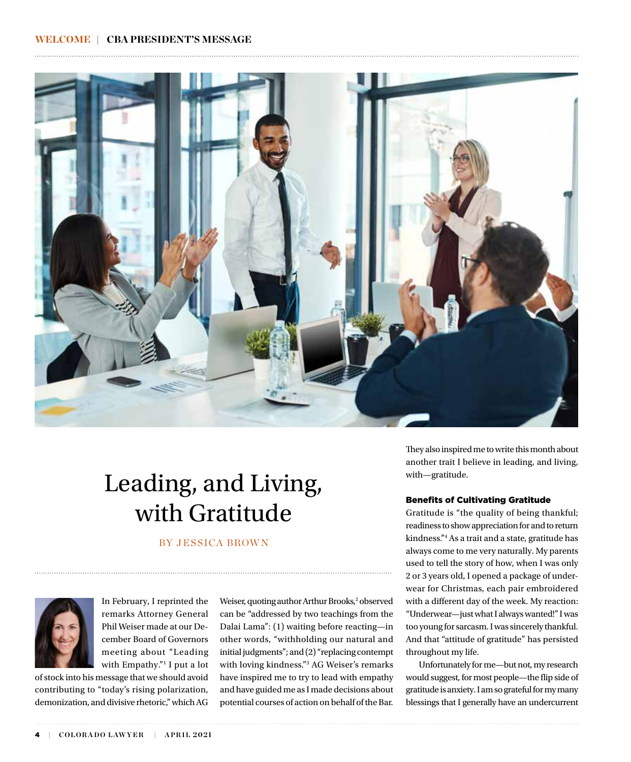# Leading, and Living, with Gratitude

BY JESSICA BROWN

In February, I reprinted the remarks Attorney General Phil Weiser made at our December Board of Governors meeting about "Leading with Empathy."[1] I put a lot of stock into his message that we should avoid contributing to "today's rising polarization, demonization, and divisive rhetoric," which AG Weiser, quoting author Arthur Brooks,[2] observed can be "addressed by two teachings from the Dalai Lama": (1) waiting before reacting—in other words, "withholding our natural and initial judgments"; and (2) "replacing contempt with loving kindness."[3] AG Weiser's remarks have inspired me to try to lead with empathy and have guided me as I made decisions about potential courses of action on behalf of the Bar. They also inspired me to write this month about another trait I believe in leading, and living, with—gratitude.

### Benefits of Cultivating Gratitude

Gratitude is "the quality of being thankful; readiness to show appreciation for and to return kindness."[4] As a trait and a state, gratitude has always come to me very naturally. My parents used to tell the story of how, when I was only 2 or 3 years old, I opened a package of underwear for Christmas, each pair embroidered with a different day of the week. My reaction: "Underwear—just what I always wanted!" I was too young for sarcasm. I was sincerely thankful. And that "attitude of gratitude" has persisted throughout my life.

Unfortunately for me—but not, my research would suggest, for most people—the flip side of gratitude is anxiety. I am so grateful for my many blessings that I generally have an undercurrent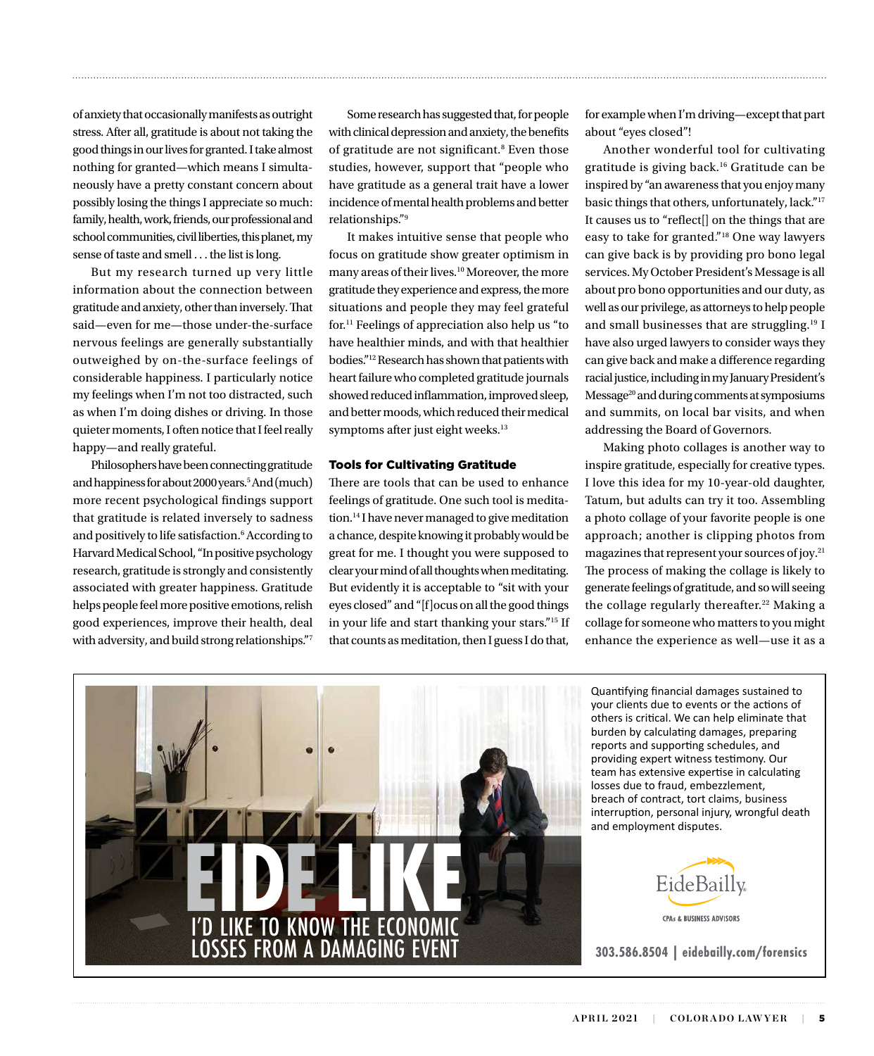of anxiety that occasionally manifests as outright stress. After all, gratitude is about not taking the good things in our lives for granted. I take almost nothing for granted—which means I simultaneously have a pretty constant concern about possibly losing the things I appreciate so much: family, health, work, friends, our professional and school communities, civil liberties, this planet, my sense of taste and smell . . . the list is long.

But my research turned up very little information about the connection between gratitude and anxiety, other than inversely. That said—even for me—those under-the-surface nervous feelings are generally substantially outweighed by on-the-surface feelings of considerable happiness. I particularly notice my feelings when I'm not too distracted, such as when I'm doing dishes or driving. In those quieter moments, I often notice that I feel really happy—and really grateful.

Philosophers have been connecting gratitude and happiness for about 2000 years.[5] And (much) more recent psychological findings support that gratitude is related inversely to sadness and positively to life satisfaction.[6] According to Harvard Medical School, "In positive psychology research, gratitude is strongly and consistently associated with greater happiness. Gratitude helps people feel more positive emotions, relish good experiences, improve their health, deal with adversity, and build strong relationships."[7]

Some research has suggested that, for people with clinical depression and anxiety, the benefits of gratitude are not significant.[8] Even those studies, however, support that "people who have gratitude as a general trait have a lower incidence of mental health problems and better relationships."[9]

It makes intuitive sense that people who focus on gratitude show greater optimism in many areas of their lives.[10] Moreover, the more gratitude they experience and express, the more situations and people they may feel grateful for.[11] Feelings of appreciation also help us "to have healthier minds, and with that healthier bodies."[12] Research has shown that patients with heart failure who completed gratitude journals showed reduced inflammation, improved sleep, and better moods, which reduced their medical symptoms after just eight weeks.[13]

### Tools for Cultivating Gratitude

There are tools that can be used to enhance feelings of gratitude. One such tool is meditation.[14] I have never managed to give meditation a chance, despite knowing it probably would be great for me. I thought you were supposed to clear your mind of all thoughts when meditating. But evidently it is acceptable to "sit with your eyes closed" and "[f]ocus on all the good things in your life and start thanking your stars."[15] If that counts as meditation, then I guess I do that, for example when I'm driving—except that part about "eyes closed"!

Another wonderful tool for cultivating gratitude is giving back.[16] Gratitude can be inspired by "an awareness that you enjoy many basic things that others, unfortunately, lack."[17] It causes us to "reflect[] on the things that are easy to take for granted."[18] One way lawyers can give back is by providing pro bono legal services. My October President's Message is all about pro bono opportunities and our duty, as well as our privilege, as attorneys to help people and small businesses that are struggling.[19] I have also urged lawyers to consider ways they can give back and make a difference regarding racial justice, including in my January President's Message[20] and during comments at symposiums and summits, on local bar visits, and when addressing the Board of Governors.

Making photo collages is another way to inspire gratitude, especially for creative types. I love this idea for my 10-year-old daughter, Tatum, but adults can try it too. Assembling a photo collage of your favorite people is one approach; another is clipping photos from magazines that represent your sources of joy.[21] The process of making the collage is likely to generate feelings of gratitude, and so will seeing the collage regularly thereafter.[22] Making a collage for someone who matters to you might enhance the experience as well—use it as a

EIDE LIKE
I'D LIKE TO KNOW THE ECONOMIC LOSSES FROM A DAMAGING EVENT

Quantifying financial damages sustained to your clients due to events or the actions of others is critical. We can help eliminate that burden by calculating damages, preparing reports and supporting schedules, and providing expert witness testimony. Our team has extensive expertise in calculating losses due to fraud, embezzlement, breach of contract, tort claims, business interruption, personal injury, wrongful death and employment disputes.

EideBailly
CPAs & BUSINESS ADVISORS

303.586.8504 | eidebailly.com/forensics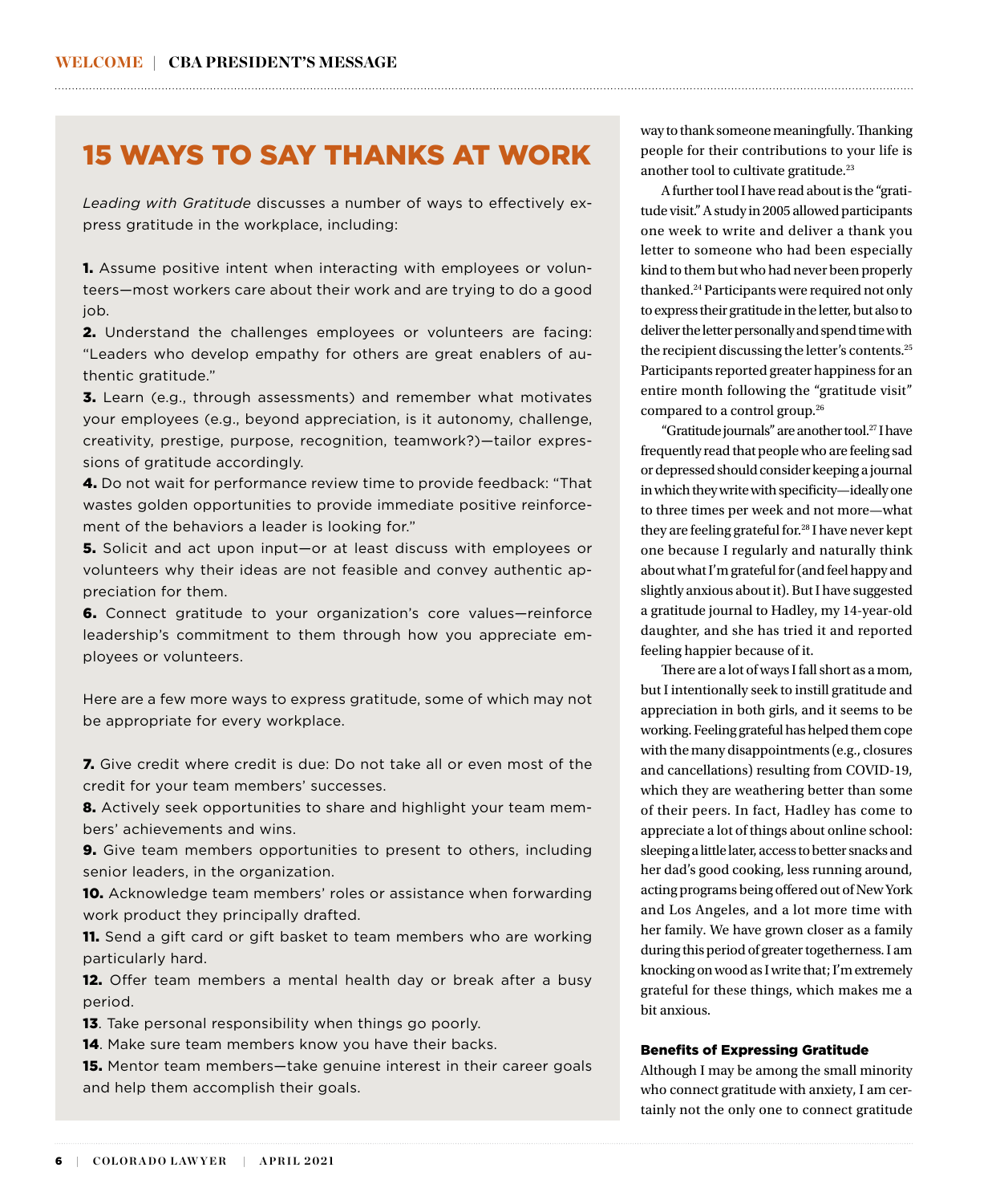## 15 WAYS TO SAY THANKS AT WORK

*Leading with Gratitude* discusses a number of ways to effectively express gratitude in the workplace, including:

**1.** Assume positive intent when interacting with employees or volunteers—most workers care about their work and are trying to do a good job.
**2.** Understand the challenges employees or volunteers are facing: "Leaders who develop empathy for others are great enablers of authentic gratitude."
**3.** Learn (e.g., through assessments) and remember what motivates your employees (e.g., beyond appreciation, is it autonomy, challenge, creativity, prestige, purpose, recognition, teamwork?)—tailor expressions of gratitude accordingly.
**4.** Do not wait for performance review time to provide feedback: "That wastes golden opportunities to provide immediate positive reinforcement of the behaviors a leader is looking for."
**5.** Solicit and act upon input—or at least discuss with employees or volunteers why their ideas are not feasible and convey authentic appreciation for them.
**6.** Connect gratitude to your organization's core values—reinforce leadership's commitment to them through how you appreciate employees or volunteers.

Here are a few more ways to express gratitude, some of which may not be appropriate for every workplace.

**7.** Give credit where credit is due: Do not take all or even most of the credit for your team members' successes.
**8.** Actively seek opportunities to share and highlight your team members' achievements and wins.
**9.** Give team members opportunities to present to others, including senior leaders, in the organization.
**10.** Acknowledge team members' roles or assistance when forwarding work product they principally drafted.
**11.** Send a gift card or gift basket to team members who are working particularly hard.
**12.** Offer team members a mental health day or break after a busy period.
**13**. Take personal responsibility when things go poorly.
**14**. Make sure team members know you have their backs.
**15.** Mentor team members—take genuine interest in their career goals and help them accomplish their goals.

way to thank someone meaningfully. Thanking people for their contributions to your life is another tool to cultivate gratitude.[23]

A further tool I have read about is the "gratitude visit." A study in 2005 allowed participants one week to write and deliver a thank you letter to someone who had been especially kind to them but who had never been properly thanked.[24] Participants were required not only to express their gratitude in the letter, but also to deliver the letter personally and spend time with the recipient discussing the letter's contents.[25] Participants reported greater happiness for an entire month following the "gratitude visit" compared to a control group.[26]

"Gratitude journals" are another tool.[27] I have frequently read that people who are feeling sad or depressed should consider keeping a journal in which they write with specificity—ideally one to three times per week and not more—what they are feeling grateful for.[28] I have never kept one because I regularly and naturally think about what I'm grateful for (and feel happy and slightly anxious about it). But I have suggested a gratitude journal to Hadley, my 14-year-old daughter, and she has tried it and reported feeling happier because of it.

There are a lot of ways I fall short as a mom, but I intentionally seek to instill gratitude and appreciation in both girls, and it seems to be working. Feeling grateful has helped them cope with the many disappointments (e.g., closures and cancellations) resulting from COVID-19, which they are weathering better than some of their peers. In fact, Hadley has come to appreciate a lot of things about online school: sleeping a little later, access to better snacks and her dad's good cooking, less running around, acting programs being offered out of New York and Los Angeles, and a lot more time with her family. We have grown closer as a family during this period of greater togetherness. I am knocking on wood as I write that; I'm extremely grateful for these things, which makes me a bit anxious.

### Benefits of Expressing Gratitude

Although I may be among the small minority who connect gratitude with anxiety, I am certainly not the only one to connect gratitude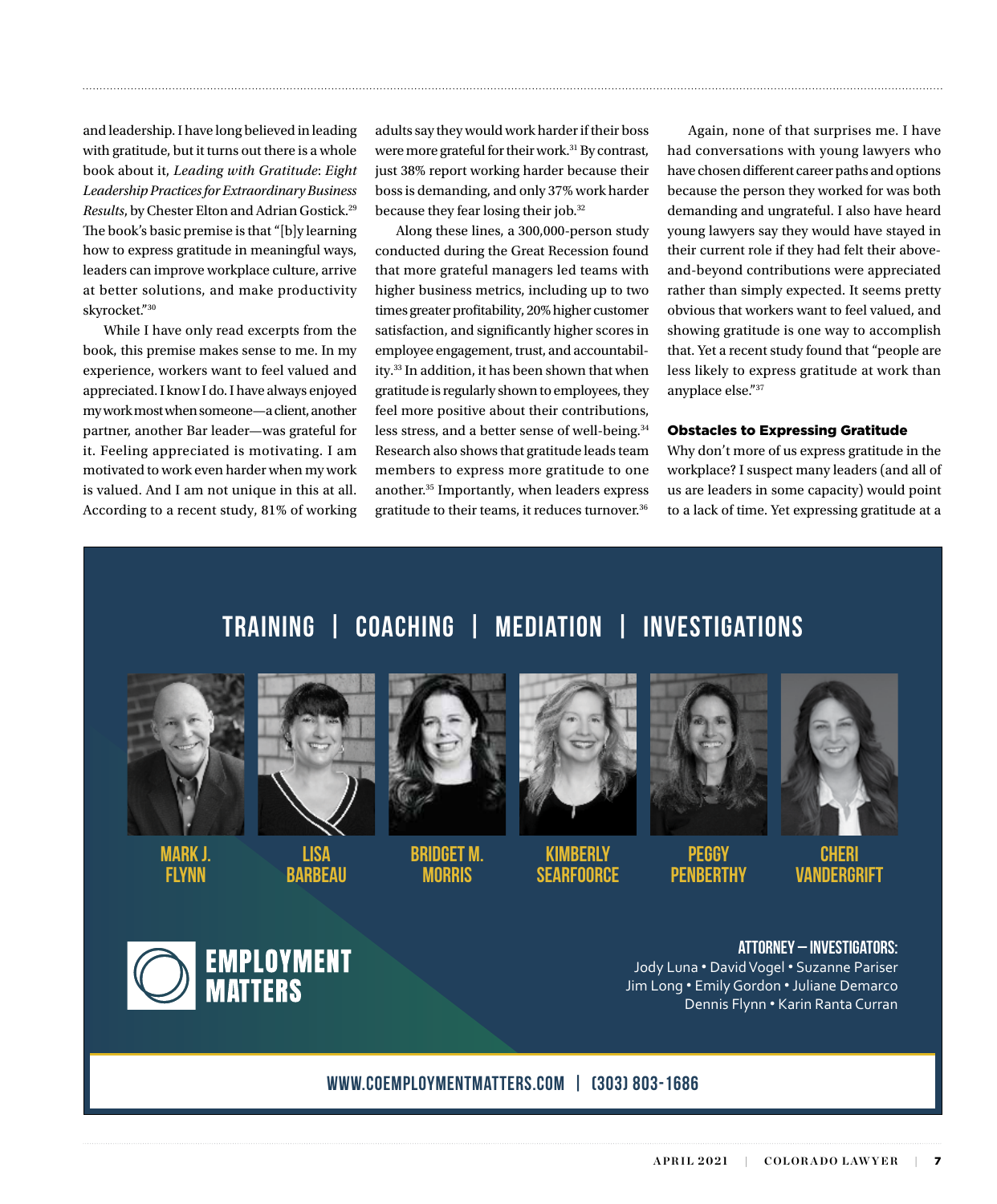and leadership. I have long believed in leading with gratitude, but it turns out there is a whole book about it, *Leading with Gratitude: Eight Leadership Practices for Extraordinary Business Results*, by Chester Elton and Adrian Gostick.[29] The book's basic premise is that "[b]y learning how to express gratitude in meaningful ways, leaders can improve workplace culture, arrive at better solutions, and make productivity skyrocket."[30]

While I have only read excerpts from the book, this premise makes sense to me. In my experience, workers want to feel valued and appreciated. I know I do. I have always enjoyed my work most when someone—a client, another partner, another Bar leader—was grateful for it. Feeling appreciated is motivating. I am motivated to work even harder when my work is valued. And I am not unique in this at all. According to a recent study, 81% of working adults say they would work harder if their boss were more grateful for their work.[31] By contrast, just 38% report working harder because their boss is demanding, and only 37% work harder because they fear losing their job.[32]

Along these lines, a 300,000-person study conducted during the Great Recession found that more grateful managers led teams with higher business metrics, including up to two times greater profitability, 20% higher customer satisfaction, and significantly higher scores in employee engagement, trust, and accountability.[33] In addition, it has been shown that when gratitude is regularly shown to employees, they feel more positive about their contributions, less stress, and a better sense of well-being.[34] Research also shows that gratitude leads team members to express more gratitude to one another.[35] Importantly, when leaders express gratitude to their teams, it reduces turnover.[36]

Again, none of that surprises me. I have had conversations with young lawyers who have chosen different career paths and options because the person they worked for was both demanding and ungrateful. I also have heard young lawyers say they would have stayed in their current role if they had felt their above-and-beyond contributions were appreciated rather than simply expected. It seems pretty obvious that workers want to feel valued, and showing gratitude is one way to accomplish that. Yet a recent study found that "people are less likely to express gratitude at work than anyplace else."[37]

### Obstacles to Expressing Gratitude

Why don't more of us express gratitude in the workplace? I suspect many leaders (and all of us are leaders in some capacity) would point to a lack of time. Yet expressing gratitude at a

TRAINING | COACHING | MEDIATION | INVESTIGATIONS

MARK J. FLYNN | LISA BARBEAU | BRIDGET M. MORRIS | KIMBERLY SEARFOORCE | PEGGY PENBERTHY | CHERI VANDERGRIFT

EMPLOYMENT MATTERS

**ATTORNEY – INVESTIGATORS:**
Jody Luna • David Vogel • Suzanne Pariser
Jim Long • Emily Gordon • Juliane Demarco
Dennis Flynn • Karin Ranta Curran

WWW.COEMPLOYMENTMATTERS.COM | (303) 803-1686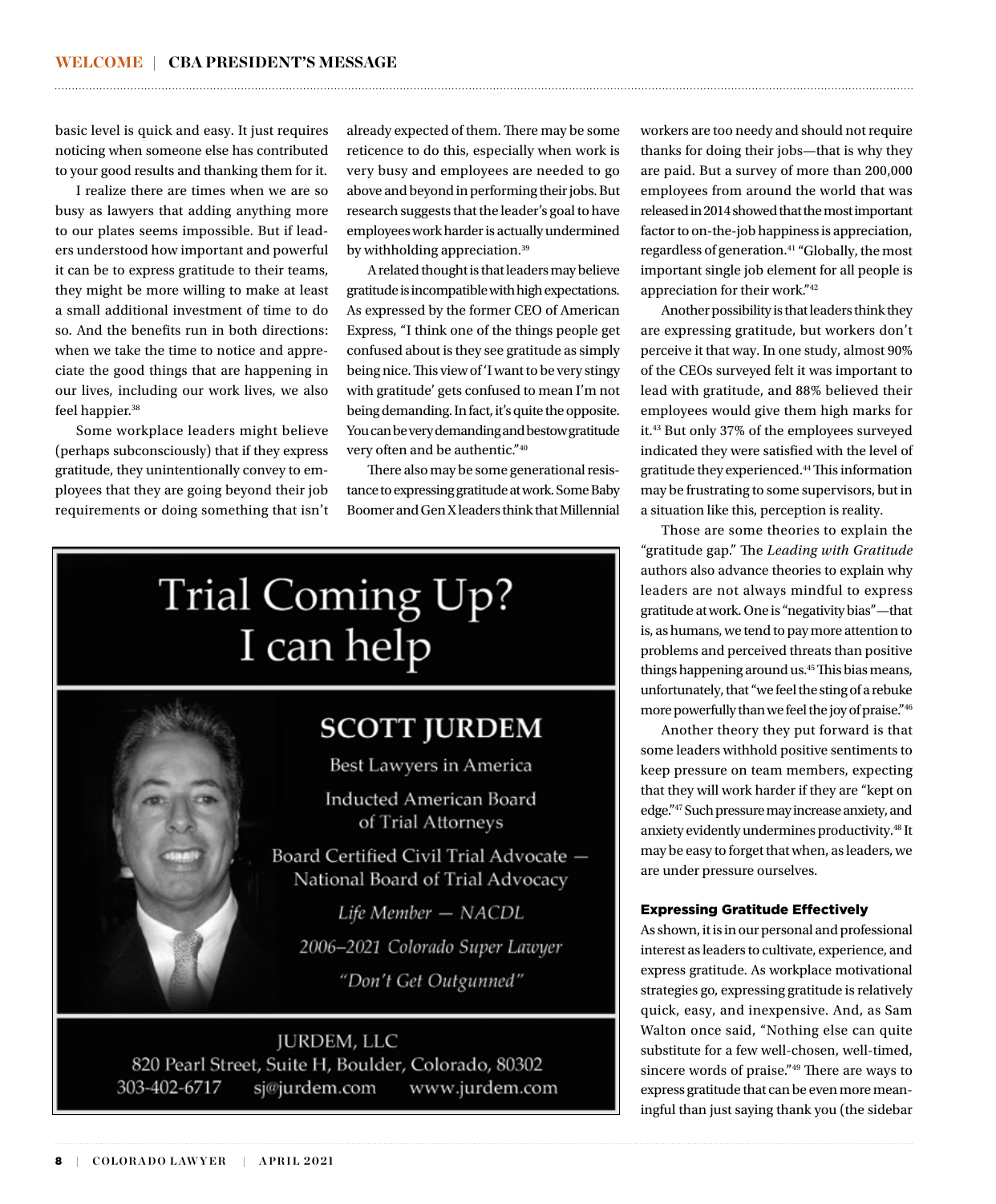basic level is quick and easy. It just requires noticing when someone else has contributed to your good results and thanking them for it.

I realize there are times when we are so busy as lawyers that adding anything more to our plates seems impossible. But if leaders understood how important and powerful it can be to express gratitude to their teams, they might be more willing to make at least a small additional investment of time to do so. And the benefits run in both directions: when we take the time to notice and appreciate the good things that are happening in our lives, including our work lives, we also feel happier.[38]

Some workplace leaders might believe (perhaps subconsciously) that if they express gratitude, they unintentionally convey to employees that they are going beyond their job requirements or doing something that isn't already expected of them. There may be some reticence to do this, especially when work is very busy and employees are needed to go above and beyond in performing their jobs. But research suggests that the leader's goal to have employees work harder is actually undermined by withholding appreciation.[39]

A related thought is that leaders may believe gratitude is incompatible with high expectations. As expressed by the former CEO of American Express, "I think one of the things people get confused about is they see gratitude as simply being nice. This view of 'I want to be very stingy with gratitude' gets confused to mean I'm not being demanding. In fact, it's quite the opposite. You can be very demanding and bestow gratitude very often and be authentic."[40]

There also may be some generational resistance to expressing gratitude at work. Some Baby Boomer and Gen X leaders think that Millennial workers are too needy and should not require thanks for doing their jobs—that is why they are paid. But a survey of more than 200,000 employees from around the world that was released in 2014 showed that the most important factor to on-the-job happiness is appreciation, regardless of generation.[41] "Globally, the most important single job element for all people is appreciation for their work."[42]

Another possibility is that leaders think they are expressing gratitude, but workers don't perceive it that way. In one study, almost 90% of the CEOs surveyed felt it was important to lead with gratitude, and 88% believed their employees would give them high marks for it.[43] But only 37% of the employees surveyed indicated they were satisfied with the level of gratitude they experienced.[44] This information may be frustrating to some supervisors, but in a situation like this, perception is reality.

Those are some theories to explain the "gratitude gap." The *Leading with Gratitude* authors also advance theories to explain why leaders are not always mindful to express gratitude at work. One is "negativity bias"—that is, as humans, we tend to pay more attention to problems and perceived threats than positive things happening around us.[45] This bias means, unfortunately, that "we feel the sting of a rebuke more powerfully than we feel the joy of praise."[46]

Another theory they put forward is that some leaders withhold positive sentiments to keep pressure on team members, expecting that they will work harder if they are "kept on edge."[47] Such pressure may increase anxiety, and anxiety evidently undermines productivity.[48] It may be easy to forget that when, as leaders, we are under pressure ourselves.

### Expressing Gratitude Effectively

As shown, it is in our personal and professional interest as leaders to cultivate, experience, and express gratitude. As workplace motivational strategies go, expressing gratitude is relatively quick, easy, and inexpensive. And, as Sam Walton once said, "Nothing else can quite substitute for a few well-chosen, well-timed, sincere words of praise."[49] There are ways to express gratitude that can be even more meaningful than just saying thank you (the sidebar

---

Trial Coming Up?
I can help

**SCOTT JURDEM**

Best Lawyers in America

Inducted American Board of Trial Attorneys

Board Certified Civil Trial Advocate — National Board of Trial Advocacy

*Life Member — NACDL*

*2006–2021 Colorado Super Lawyer*

*"Don't Get Outgunned"*

JURDEM, LLC
820 Pearl Street, Suite H, Boulder, Colorado, 80302
303-402-6717 sj@jurdem.com www.jurdem.com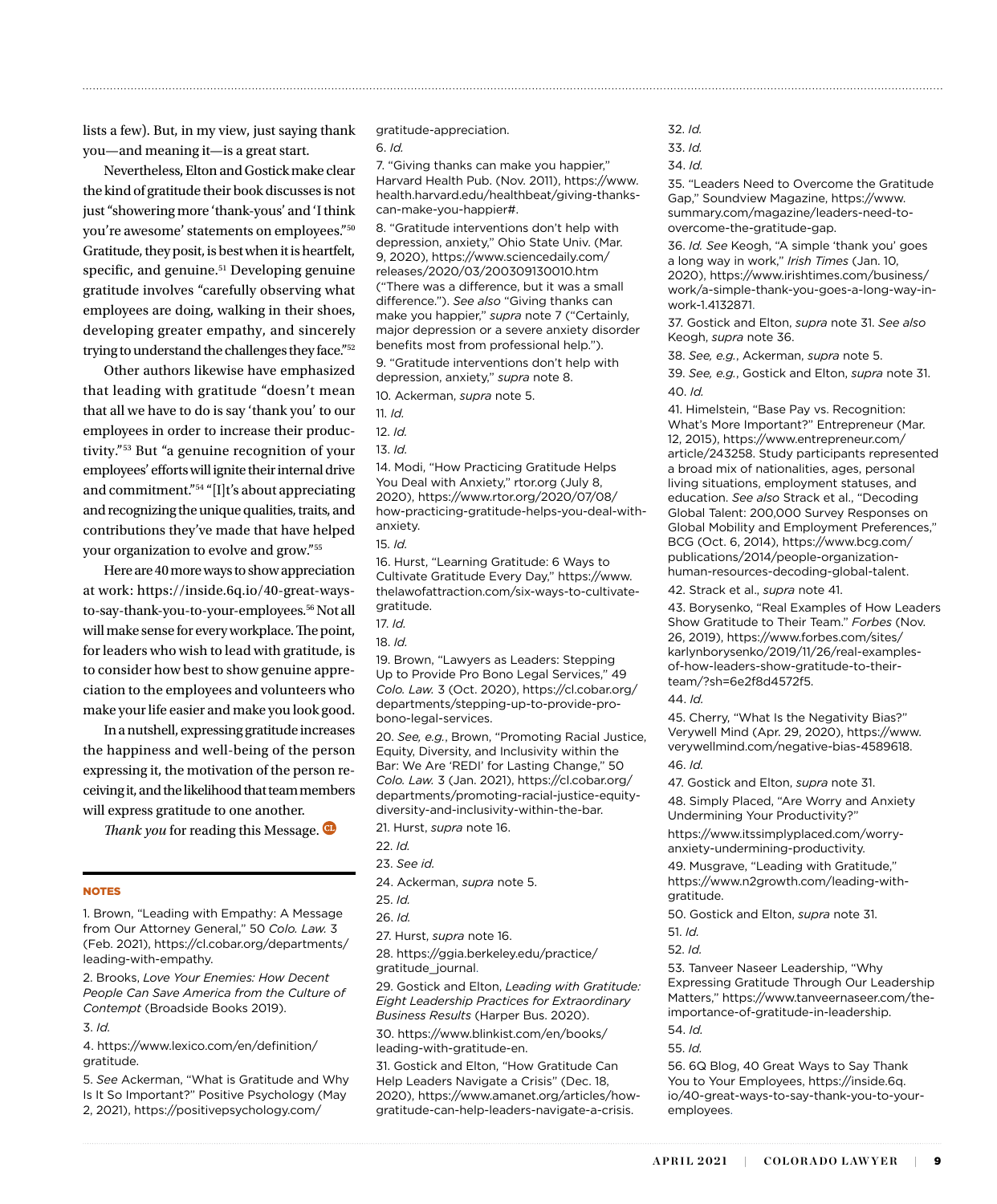lists a few). But, in my view, just saying thank you—and meaning it—is a great start.

Nevertheless, Elton and Gostick make clear the kind of gratitude their book discusses is not just "showering more 'thank-yous' and 'I think you're awesome' statements on employees."[50] Gratitude, they posit, is best when it is heartfelt, specific, and genuine.[51] Developing genuine gratitude involves "carefully observing what employees are doing, walking in their shoes, developing greater empathy, and sincerely trying to understand the challenges they face."[52]

Other authors likewise have emphasized that leading with gratitude "doesn't mean that all we have to do is say 'thank you' to our employees in order to increase their productivity."[53] But "a genuine recognition of your employees' efforts will ignite their internal drive and commitment."[54] "[I]t's about appreciating and recognizing the unique qualities, traits, and contributions they've made that have helped your organization to evolve and grow."[55]

Here are 40 more ways to show appreciation at work: https://inside.6q.io/40-great-ways-to-say-thank-you-to-your-employees.[56] Not all will make sense for every workplace. The point, for leaders who wish to lead with gratitude, is to consider how best to show genuine appreciation to the employees and volunteers who make your life easier and make you look good.

In a nutshell, expressing gratitude increases the happiness and well-being of the person expressing it, the motivation of the person receiving it, and the likelihood that team members will express gratitude to one another.

*Thank you* for reading this Message.

## NOTES

1. Brown, "Leading with Empathy: A Message from Our Attorney General," 50 *Colo. Law.* 3 (Feb. 2021), https://cl.cobar.org/departments/leading-with-empathy.

2. Brooks, *Love Your Enemies: How Decent People Can Save America from the Culture of Contempt* (Broadside Books 2019).

3. *Id.*

4. https://www.lexico.com/en/definition/gratitude.

5. *See* Ackerman, "What is Gratitude and Why Is It So Important?" Positive Psychology (May 2, 2021), https://positivepsychology.com/gratitude-appreciation.

6. *Id.*

7. "Giving thanks can make you happier," Harvard Health Pub. (Nov. 2011), https://www.health.harvard.edu/healthbeat/giving-thanks-can-make-you-happier#.

8. "Gratitude interventions don't help with depression, anxiety," Ohio State Univ. (Mar. 9, 2020), https://www.sciencedaily.com/releases/2020/03/200309130010.htm ("There was a difference, but it was a small difference."). *See also* "Giving thanks can make you happier," *supra* note 7 ("Certainly, major depression or a severe anxiety disorder benefits most from professional help.").

9. "Gratitude interventions don't help with depression, anxiety," *supra* note 8.

10. Ackerman, *supra* note 5.

11. *Id.*

12. *Id.*

13. *Id.*

14. Modi, "How Practicing Gratitude Helps You Deal with Anxiety," rtor.org (July 8, 2020), https://www.rtor.org/2020/07/08/how-practicing-gratitude-helps-you-deal-with-anxiety.

15. *Id.*

16. Hurst, "Learning Gratitude: 6 Ways to Cultivate Gratitude Every Day," https://www.thelawofattraction.com/six-ways-to-cultivate-gratitude.

17. *Id.*

18. *Id.*

19. Brown, "Lawyers as Leaders: Stepping Up to Provide Pro Bono Legal Services," 49 *Colo. Law.* 3 (Oct. 2020), https://cl.cobar.org/departments/stepping-up-to-provide-pro-bono-legal-services.

20. *See, e.g.*, Brown, "Promoting Racial Justice, Equity, Diversity, and Inclusivity within the Bar: We Are 'REDI' for Lasting Change," 50 *Colo. Law.* 3 (Jan. 2021), https://cl.cobar.org/departments/promoting-racial-justice-equity-diversity-and-inclusivity-within-the-bar.

21. Hurst, *supra* note 16.

22. *Id.*

23. *See id.*

24. Ackerman, *supra* note 5.

25. *Id.*

26. *Id.*

27. Hurst, *supra* note 16.

28. https://ggia.berkeley.edu/practice/gratitude_journal.

29. Gostick and Elton, *Leading with Gratitude: Eight Leadership Practices for Extraordinary Business Results* (Harper Bus. 2020).

30. https://www.blinkist.com/en/books/leading-with-gratitude-en.

31. Gostick and Elton, "How Gratitude Can Help Leaders Navigate a Crisis" (Dec. 18, 2020), https://www.amanet.org/articles/how-gratitude-can-help-leaders-navigate-a-crisis.

32. *Id.*

33. *Id.*

34. *Id.*

35. "Leaders Need to Overcome the Gratitude Gap," Soundview Magazine, https://www.summary.com/magazine/leaders-need-to-overcome-the-gratitude-gap.

36. *Id. See* Keogh, "A simple 'thank you' goes a long way in work," *Irish Times* (Jan. 10, 2020), https://www.irishtimes.com/business/work/a-simple-thank-you-goes-a-long-way-in-work-1.4132871.

37. Gostick and Elton, *supra* note 31. *See also* Keogh, *supra* note 36.

38. *See, e.g.*, Ackerman, *supra* note 5.

39. *See, e.g.*, Gostick and Elton, *supra* note 31.

40. *Id.*

41. Himelstein, "Base Pay vs. Recognition: What's More Important?" Entrepreneur (Mar. 12, 2015), https://www.entrepreneur.com/article/243258. Study participants represented a broad mix of nationalities, ages, personal living situations, employment statuses, and education. *See also* Strack et al., "Decoding Global Talent: 200,000 Survey Responses on Global Mobility and Employment Preferences," BCG (Oct. 6, 2014), https://www.bcg.com/publications/2014/people-organization-human-resources-decoding-global-talent.

42. Strack et al., *supra* note 41.

43. Borysenko, "Real Examples of How Leaders Show Gratitude to Their Team." *Forbes* (Nov. 26, 2019), https://www.forbes.com/sites/karlynborysenko/2019/11/26/real-examples-of-how-leaders-show-gratitude-to-their-team/?sh=6e2f8d4572f5.

44. *Id.*

45. Cherry, "What Is the Negativity Bias?" Verywell Mind (Apr. 29, 2020), https://www.verywellmind.com/negative-bias-4589618.

46. *Id.*

47. Gostick and Elton, *supra* note 31.

48. Simply Placed, "Are Worry and Anxiety Undermining Your Productivity?" https://www.itssimplyplaced.com/worry-anxiety-undermining-productivity.

49. Musgrave, "Leading with Gratitude," https://www.n2growth.com/leading-with-gratitude.

50. Gostick and Elton, *supra* note 31.

51. *Id.*

52. *Id.*

53. Tanveer Naseer Leadership, "Why Expressing Gratitude Through Our Leadership Matters," https://www.tanveernaseer.com/the-importance-of-gratitude-in-leadership.

54. *Id.*

55. *Id.*

56. 6Q Blog, 40 Great Ways to Say Thank You to Your Employees, https://inside.6q.io/40-great-ways-to-say-thank-you-to-your-employees.